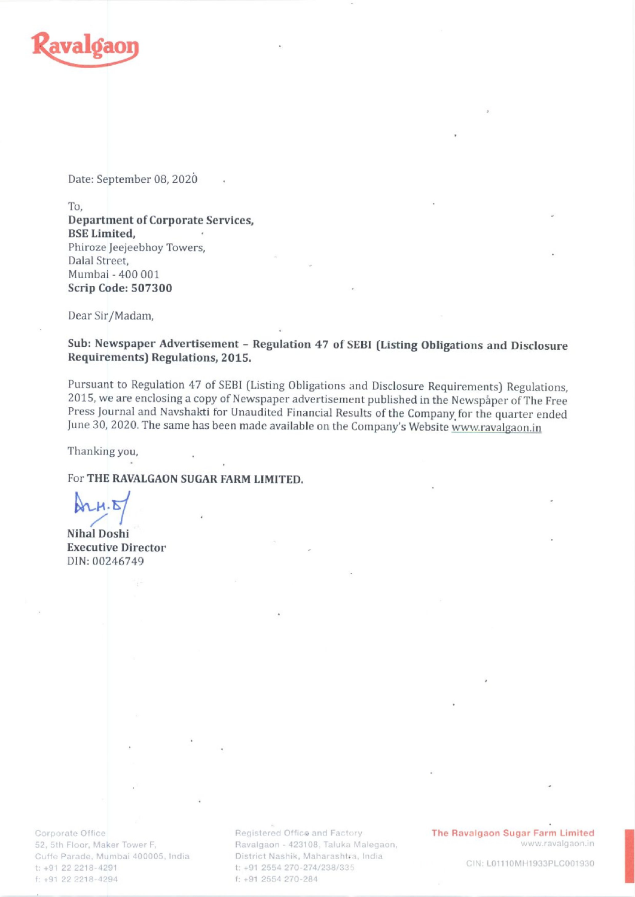Ravalgaon

Date: September 08, 2020

To,
**Department of Corporate Services,**
**BSE Limited,**
Phiroze Jeejeebhoy Towers,
Dalal Street,
Mumbai - 400 001
**Scrip Code: 507300**

Dear Sir/Madam,

**Sub: Newspaper Advertisement – Regulation 47 of SEBI (Listing Obligations and Disclosure Requirements) Regulations, 2015.**

Pursuant to Regulation 47 of SEBI (Listing Obligations and Disclosure Requirements) Regulations, 2015, we are enclosing a copy of Newspaper advertisement published in the Newspaper of The Free Press Journal and Navshakti for Unaudited Financial Results of the Company for the quarter ended June 30, 2020. The same has been made available on the Company's Website www.ravalgaon.in

Thanking you,

For **THE RAVALGAON SUGAR FARM LIMITED.**

**Nihal Doshi**
**Executive Director**
DIN: 00246749

Corporate Office
52, 5th Floor, Maker Tower F,
Cuffe Parade, Mumbai 400005, India
t: +91 22 2218-4291
f: +91 22 2218-4294

Registered Office and Factory
Ravalgaon - 423108, Taluka Malegaon,
District Nashik, Maharashtra, India
t: +91 2554 270-274/238/335
f: +91 2554 270-284

**The Ravalgaon Sugar Farm Limited**
www.ravalgaon.in

CIN: L01110MH1933PLC001930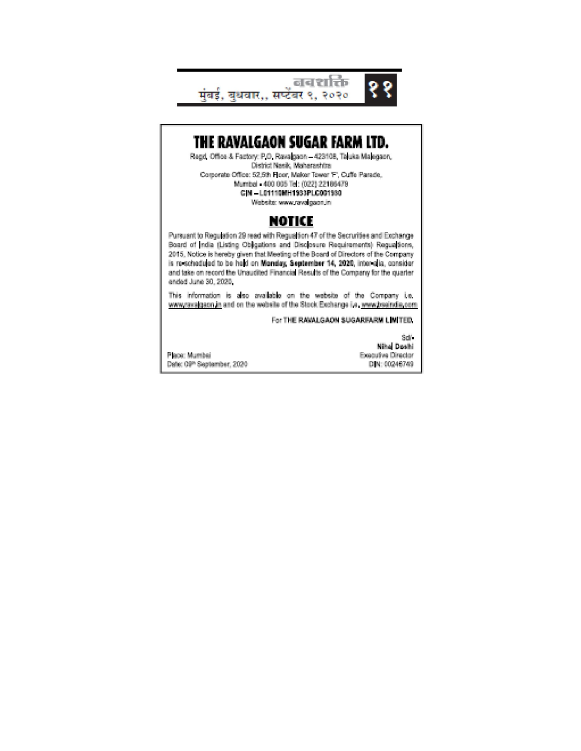नवशक्ति मुंबई, बुधवार,, सप्टेंबर ९, २०२०

# THE RAVALGAON SUGAR FARM LTD.

Regd. Office & Factory: P.O. Ravalgaon – 423108, Taluka Malegaon, District Nasik, Maharashtra
Corporate Office: 52,5th Floor, Maker Tower 'F', Cuffe Parade, Mumbai - 400 005 Tel: (022) 22186479
**CIN – L01110MH1933PLC001930**
Website: www.ravalgaon.in

## NOTICE

Pursuant to Regulation 29 read with Regulation 47 of the Securities and Exchange Board of India (Listing Obligations and Disclosure Requirements) Regulations, 2015, Notice is hereby given that Meeting of the Board of Directors of the Company is re-scheduled to be held on **Monday, September 14, 2020**, inter-alia, consider and take on record the Unaudited Financial Results of the Company for the quarter ended June 30, 2020.

This information is also available on the website of the Company i.e. www.ravalgaon.in and on the website of the Stock Exchange i.e. www.bseindia.com

For **THE RAVALGAON SUGARFARM LIMITED.**

Sd/-
**Nihal Doshi**
Executive Director
DIN: 00246749

Place: Mumbai
Date: 09th September, 2020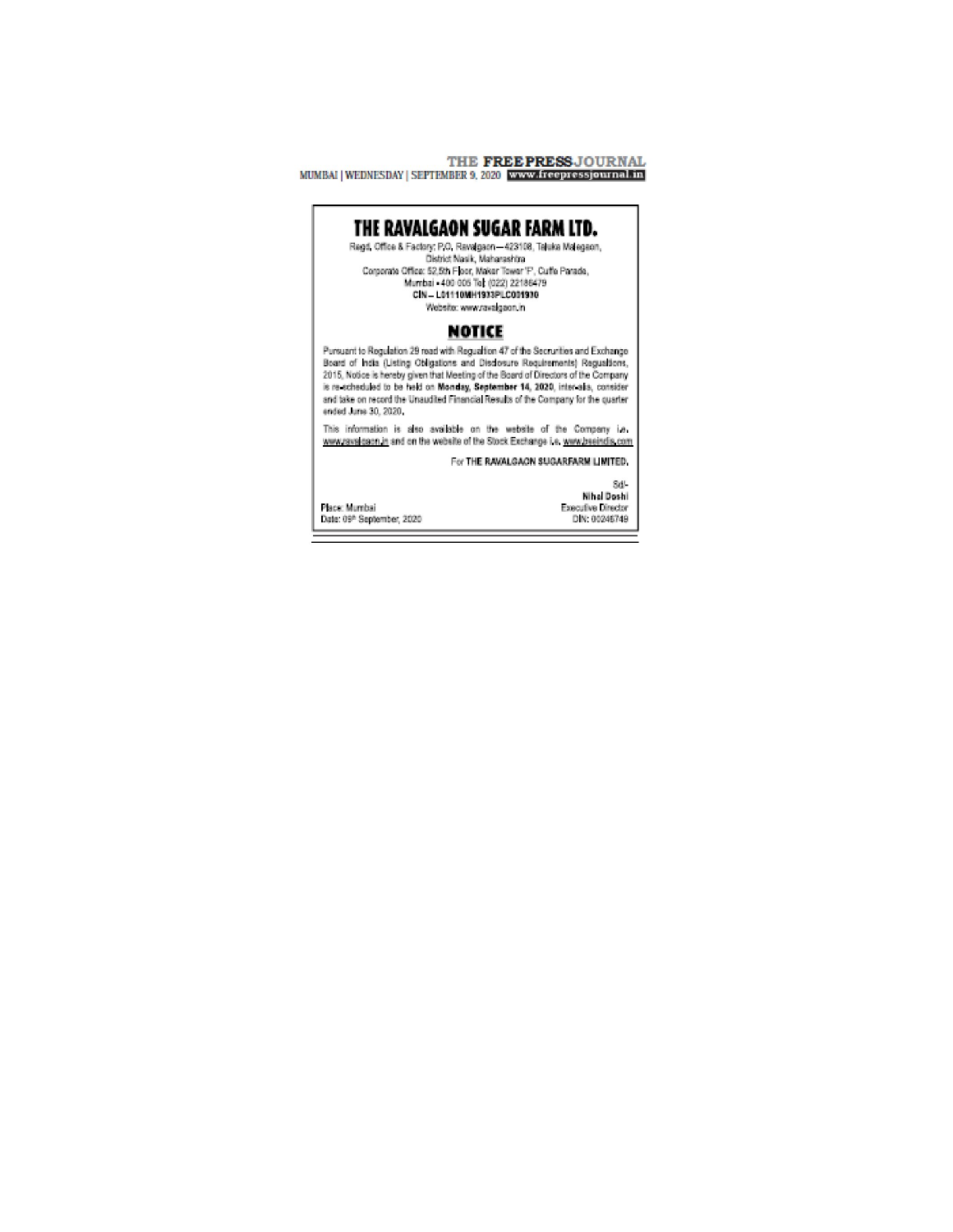THE FREE PRESS JOURNAL
MUMBAI | WEDNESDAY | SEPTEMBER 9, 2020 www.freepressjournal.in

# THE RAVALGAON SUGAR FARM LTD.

Regd. Office & Factory: P.O. Ravalgaon—423108, Taluka Malegaon, District Nasik, Maharashtra
Corporate Office: 52,5th Floor, Maker Tower 'F', Cuffe Parade, Mumbai - 400 005 Tel: (022) 22186479
**CIN – L01110MH1933PLC001930**
Website: www.ravalgaon.in

## NOTICE

Pursuant to Regulation 29 read with Regualtion 47 of the Secruities and Exchange Board of India (Listing Obligations and Disclosure Requirements) Regualtions, 2015, Notice is hereby given that Meeting of the Board of Directors of the Company is re-scheduled to be held on **Monday, September 14, 2020**, inter-alia, consider and take on record the Unaudited Financial Results of the Company for the quarter ended June 30, 2020.

This information is also available on the website of the Company i.e. www.ravalgaon.in and on the website of the Stock Exchange i.e. www.bseindia.com

For **THE RAVALGAON SUGARFARM LIMITED.**

Sd/-
**Nihal Doshi**
Executive Director
DIN: 00246749

Place: Mumbai
Date: 09th September, 2020